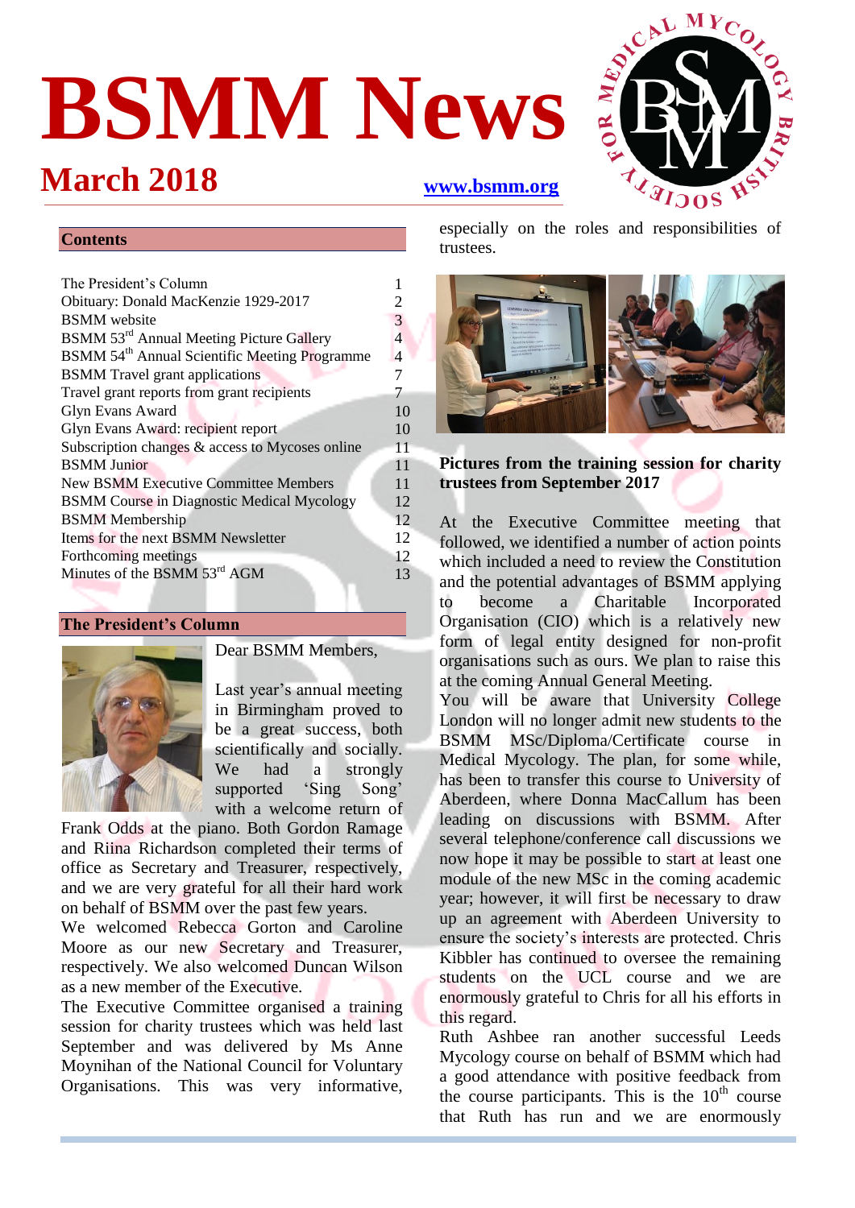# BSMM News

## March 2018

www.bsmm.org

## Contents

| | |
|---|---|
| The President's Column | 1 |
| Obituary: Donald MacKenzie 1929-2017 | 2 |
| BSMM website | 3 |
| BSMM 53rd Annual Meeting Picture Gallery | 4 |
| BSMM 54th Annual Scientific Meeting Programme | 4 |
| BSMM Travel grant applications | 7 |
| Travel grant reports from grant recipients | 7 |
| Glyn Evans Award | 10 |
| Glyn Evans Award: recipient report | 10 |
| Subscription changes & access to Mycoses online | 11 |
| BSMM Junior | 11 |
| New BSMM Executive Committee Members | 11 |
| BSMM Course in Diagnostic Medical Mycology | 12 |
| BSMM Membership | 12 |
| Items for the next BSMM Newsletter | 12 |
| Forthcoming meetings | 12 |
| Minutes of the BSMM 53rd AGM | 13 |

## The President's Column

Dear BSMM Members,

Last year's annual meeting in Birmingham proved to be a great success, both scientifically and socially. We had a strongly supported 'Sing Song' with a welcome return of Frank Odds at the piano. Both Gordon Ramage and Riina Richardson completed their terms of office as Secretary and Treasurer, respectively, and we are very grateful for all their hard work on behalf of BSMM over the past few years.

We welcomed Rebecca Gorton and Caroline Moore as our new Secretary and Treasurer, respectively. We also welcomed Duncan Wilson as a new member of the Executive.

The Executive Committee organised a training session for charity trustees which was held last September and was delivered by Ms Anne Moynihan of the National Council for Voluntary Organisations. This was very informative, especially on the roles and responsibilities of trustees.

**Pictures from the training session for charity trustees from September 2017**

At the Executive Committee meeting that followed, we identified a number of action points which included a need to review the Constitution and the potential advantages of BSMM applying to become a Charitable Incorporated Organisation (CIO) which is a relatively new form of legal entity designed for non-profit organisations such as ours. We plan to raise this at the coming Annual General Meeting.

You will be aware that University College London will no longer admit new students to the BSMM MSc/Diploma/Certificate course in Medical Mycology. The plan, for some while, has been to transfer this course to University of Aberdeen, where Donna MacCallum has been leading on discussions with BSMM. After several telephone/conference call discussions we now hope it may be possible to start at least one module of the new MSc in the coming academic year; however, it will first be necessary to draw up an agreement with Aberdeen University to ensure the society's interests are protected. Chris Kibbler has continued to oversee the remaining students on the UCL course and we are enormously grateful to Chris for all his efforts in this regard.

Ruth Ashbee ran another successful Leeds Mycology course on behalf of BSMM which had a good attendance with positive feedback from the course participants. This is the 10th course that Ruth has run and we are enormously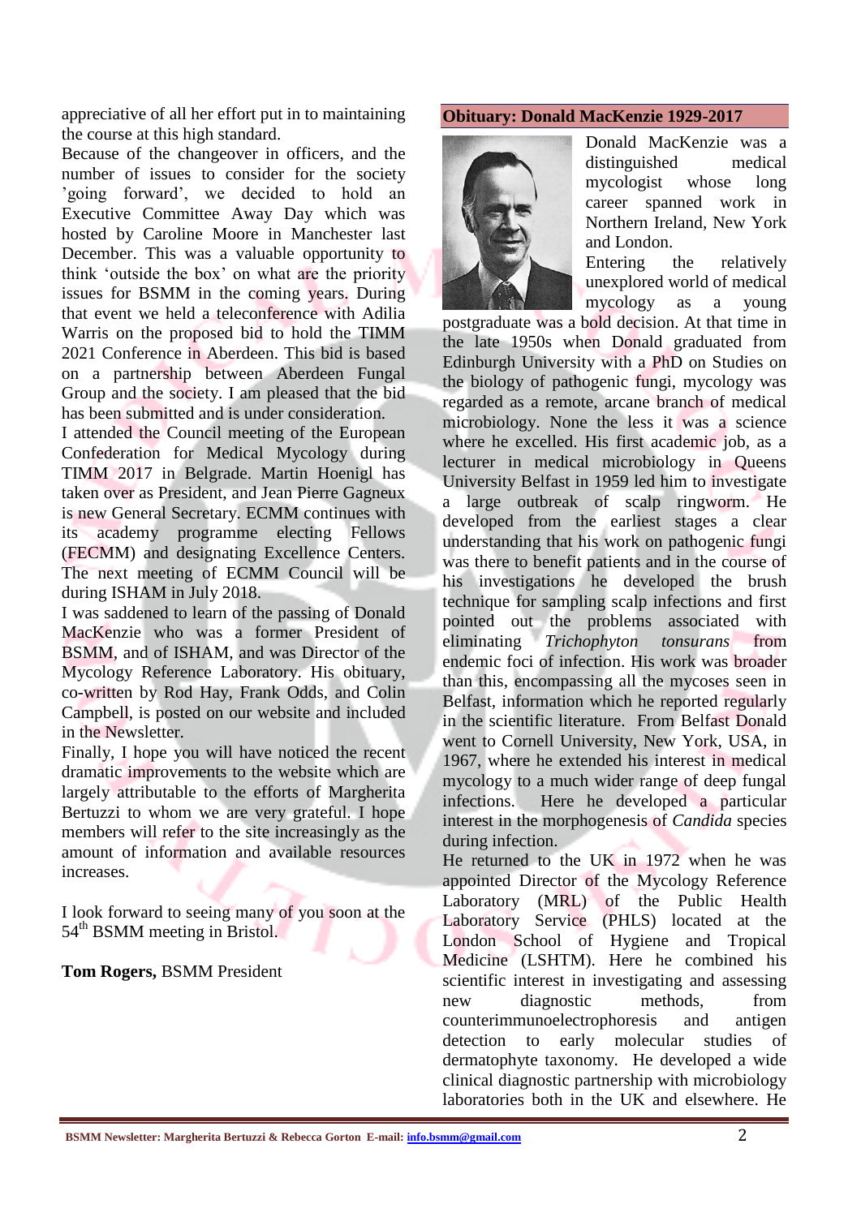appreciative of all her effort put in to maintaining the course at this high standard.

Because of the changeover in officers, and the number of issues to consider for the society 'going forward', we decided to hold an Executive Committee Away Day which was hosted by Caroline Moore in Manchester last December. This was a valuable opportunity to think 'outside the box' on what are the priority issues for BSMM in the coming years. During that event we held a teleconference with Adilia Warris on the proposed bid to hold the TIMM 2021 Conference in Aberdeen. This bid is based on a partnership between Aberdeen Fungal Group and the society. I am pleased that the bid has been submitted and is under consideration.

I attended the Council meeting of the European Confederation for Medical Mycology during TIMM 2017 in Belgrade. Martin Hoenigl has taken over as President, and Jean Pierre Gagneux is new General Secretary. ECMM continues with its academy programme electing Fellows (FECMM) and designating Excellence Centers. The next meeting of ECMM Council will be during ISHAM in July 2018.

I was saddened to learn of the passing of Donald MacKenzie who was a former President of BSMM, and of ISHAM, and was Director of the Mycology Reference Laboratory. His obituary, co-written by Rod Hay, Frank Odds, and Colin Campbell, is posted on our website and included in the Newsletter.

Finally, I hope you will have noticed the recent dramatic improvements to the website which are largely attributable to the efforts of Margherita Bertuzzi to whom we are very grateful. I hope members will refer to the site increasingly as the amount of information and available resources increases.

I look forward to seeing many of you soon at the 54th BSMM meeting in Bristol.

**Tom Rogers,** BSMM President

## Obituary: Donald MacKenzie 1929-2017

Donald MacKenzie was a distinguished medical mycologist whose long career spanned work in Northern Ireland, New York and London.

Entering the relatively unexplored world of medical mycology as a young postgraduate was a bold decision. At that time in the late 1950s when Donald graduated from Edinburgh University with a PhD on Studies on the biology of pathogenic fungi, mycology was regarded as a remote, arcane branch of medical microbiology. None the less it was a science where he excelled. His first academic job, as a lecturer in medical microbiology in Queens University Belfast in 1959 led him to investigate a large outbreak of scalp ringworm. He developed from the earliest stages a clear understanding that his work on pathogenic fungi was there to benefit patients and in the course of his investigations he developed the brush technique for sampling scalp infections and first pointed out the problems associated with eliminating *Trichophyton tonsurans* from endemic foci of infection. His work was broader than this, encompassing all the mycoses seen in Belfast, information which he reported regularly in the scientific literature. From Belfast Donald went to Cornell University, New York, USA, in 1967, where he extended his interest in medical mycology to a much wider range of deep fungal infections. Here he developed a particular interest in the morphogenesis of *Candida* species during infection.

He returned to the UK in 1972 when he was appointed Director of the Mycology Reference Laboratory (MRL) of the Public Health Laboratory Service (PHLS) located at the London School of Hygiene and Tropical Medicine (LSHTM). Here he combined his scientific interest in investigating and assessing new diagnostic methods, from counterimmunoelectrophoresis and antigen detection to early molecular studies of dermatophyte taxonomy. He developed a wide clinical diagnostic partnership with microbiology laboratories both in the UK and elsewhere. He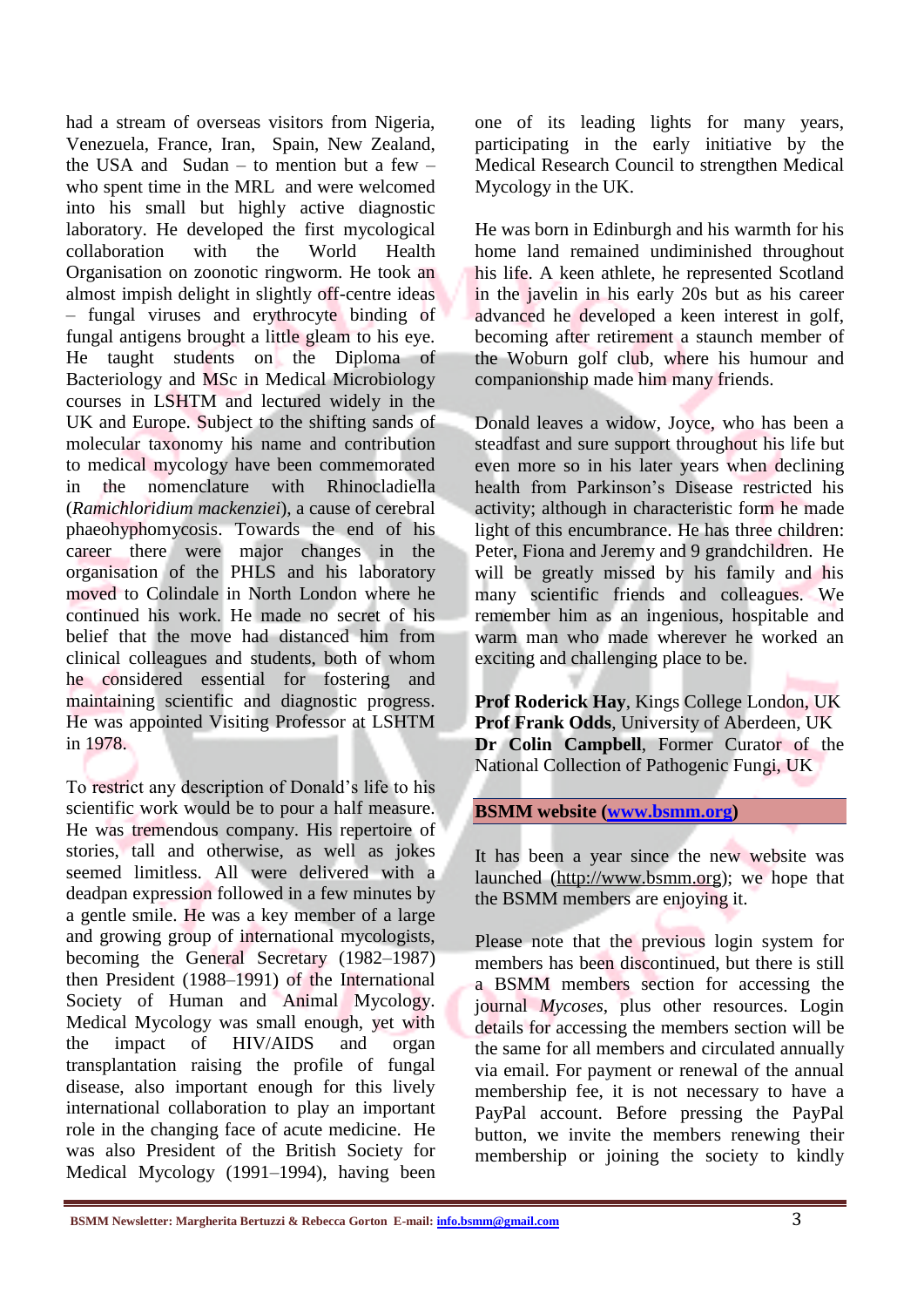had a stream of overseas visitors from Nigeria, Venezuela, France, Iran, Spain, New Zealand, the USA and Sudan – to mention but a few – who spent time in the MRL and were welcomed into his small but highly active diagnostic laboratory. He developed the first mycological collaboration with the World Health Organisation on zoonotic ringworm. He took an almost impish delight in slightly off-centre ideas – fungal viruses and erythrocyte binding of fungal antigens brought a little gleam to his eye. He taught students on the Diploma of Bacteriology and MSc in Medical Microbiology courses in LSHTM and lectured widely in the UK and Europe. Subject to the shifting sands of molecular taxonomy his name and contribution to medical mycology have been commemorated in the nomenclature with Rhinocladiella (*Ramichloridium mackenziei*), a cause of cerebral phaeohyphomycosis. Towards the end of his career there were major changes in the organisation of the PHLS and his laboratory moved to Colindale in North London where he continued his work. He made no secret of his belief that the move had distanced him from clinical colleagues and students, both of whom he considered essential for fostering and maintaining scientific and diagnostic progress. He was appointed Visiting Professor at LSHTM in 1978.

To restrict any description of Donald's life to his scientific work would be to pour a half measure. He was tremendous company. His repertoire of stories, tall and otherwise, as well as jokes seemed limitless. All were delivered with a deadpan expression followed in a few minutes by a gentle smile. He was a key member of a large and growing group of international mycologists, becoming the General Secretary (1982–1987) then President (1988–1991) of the International Society of Human and Animal Mycology. Medical Mycology was small enough, yet with the impact of HIV/AIDS and organ transplantation raising the profile of fungal disease, also important enough for this lively international collaboration to play an important role in the changing face of acute medicine. He was also President of the British Society for Medical Mycology (1991–1994), having been one of its leading lights for many years, participating in the early initiative by the Medical Research Council to strengthen Medical Mycology in the UK.

He was born in Edinburgh and his warmth for his home land remained undiminished throughout his life. A keen athlete, he represented Scotland in the javelin in his early 20s but as his career advanced he developed a keen interest in golf, becoming after retirement a staunch member of the Woburn golf club, where his humour and companionship made him many friends.

Donald leaves a widow, Joyce, who has been a steadfast and sure support throughout his life but even more so in his later years when declining health from Parkinson's Disease restricted his activity; although in characteristic form he made light of this encumbrance. He has three children: Peter, Fiona and Jeremy and 9 grandchildren. He will be greatly missed by his family and his many scientific friends and colleagues. We remember him as an ingenious, hospitable and warm man who made wherever he worked an exciting and challenging place to be.

**Prof Roderick Hay**, Kings College London, UK
**Prof Frank Odds**, University of Aberdeen, UK
**Dr Colin Campbell**, Former Curator of the National Collection of Pathogenic Fungi, UK

## BSMM website (www.bsmm.org)

It has been a year since the new website was launched (http://www.bsmm.org); we hope that the BSMM members are enjoying it.

Please note that the previous login system for members has been discontinued, but there is still a BSMM members section for accessing the journal *Mycoses*, plus other resources. Login details for accessing the members section will be the same for all members and circulated annually via email. For payment or renewal of the annual membership fee, it is not necessary to have a PayPal account. Before pressing the PayPal button, we invite the members renewing their membership or joining the society to kindly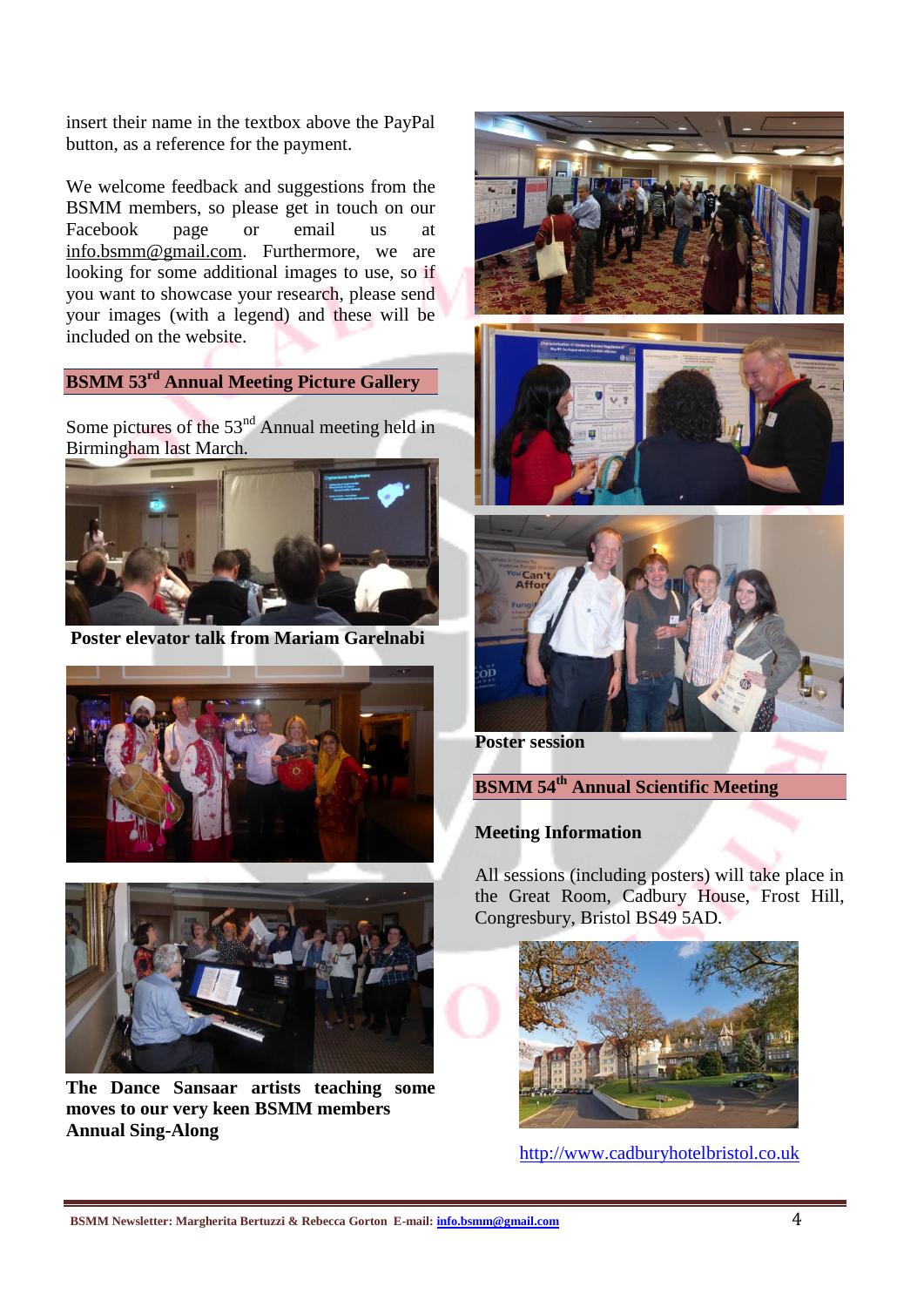insert their name in the textbox above the PayPal button, as a reference for the payment.

We welcome feedback and suggestions from the BSMM members, so please get in touch on our Facebook page or email us at info.bsmm@gmail.com. Furthermore, we are looking for some additional images to use, so if you want to showcase your research, please send your images (with a legend) and these will be included on the website.

## BSMM 53rd Annual Meeting Picture Gallery

Some pictures of the 53nd Annual meeting held in Birmingham last March.

**Poster elevator talk from Mariam Garelnabi**

**The Dance Sansaar artists teaching some moves to our very keen BSMM members**

**Annual Sing-Along**

**Poster session**

## BSMM 54th Annual Scientific Meeting

### Meeting Information

All sessions (including posters) will take place in the Great Room, Cadbury House, Frost Hill, Congresbury, Bristol BS49 5AD.

http://www.cadburyhotelbristol.co.uk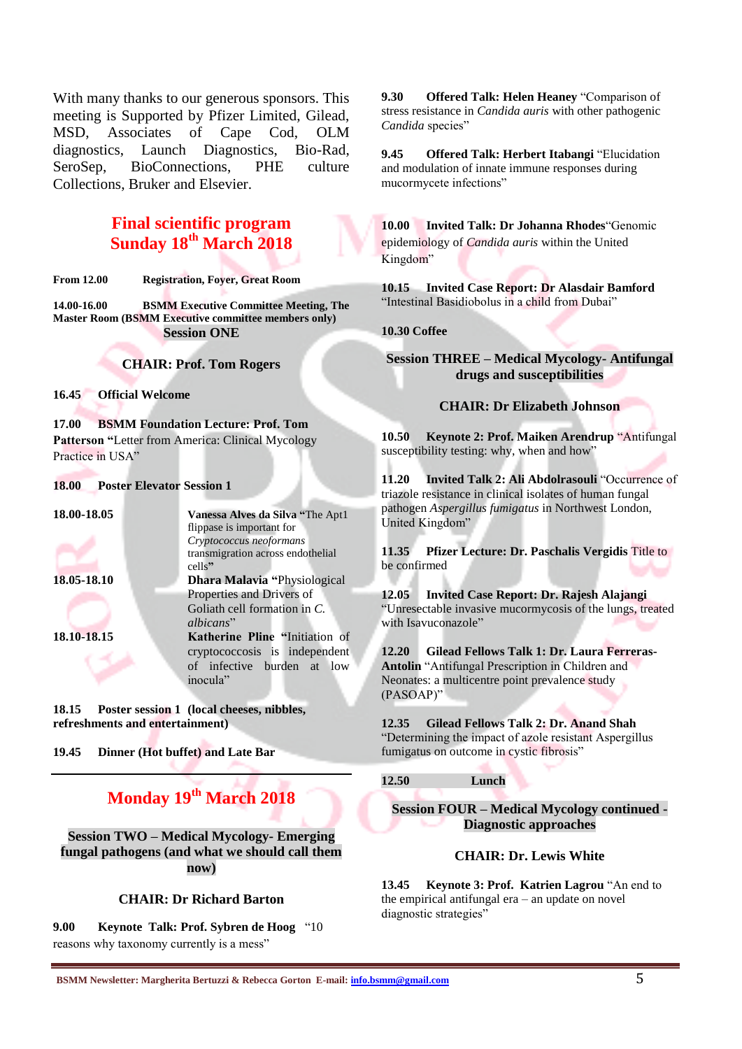With many thanks to our generous sponsors. This meeting is Supported by Pfizer Limited, Gilead, MSD, Associates of Cape Cod, OLM diagnostics, Launch Diagnostics, Bio-Rad, SeroSep, BioConnections, PHE culture Collections, Bruker and Elsevier.

## Final scientific program

## Sunday 18th March 2018

**From 12.00** **Registration, Foyer, Great Room**

**14.00-16.00** **BSMM Executive Committee Meeting, The Master Room (BSMM Executive committee members only)**

### Session ONE

**CHAIR: Prof. Tom Rogers**

**16.45** **Official Welcome**

**17.00** **BSMM Foundation Lecture: Prof. Tom Patterson** "Letter from America: Clinical Mycology Practice in USA"

**18.00** **Poster Elevator Session 1**

| | |
|---|---|
| 18.00-18.05 | **Vanessa Alves da Silva** "The Apt1 flippase is important for *Cryptococcus neoformans* transmigration across endothelial cells" |
| 18.05-18.10 | **Dhara Malavia** "Physiological Properties and Drivers of Goliath cell formation in *C. albicans*" |
| 18.10-18.15 | **Katherine Pline** "Initiation of cryptococcosis is independent of infective burden at low inocula" |

**18.15** **Poster session 1 (local cheeses, nibbles, refreshments and entertainment)**

**19.45** **Dinner (Hot buffet) and Late Bar**

## Monday 19th March 2018

### Session TWO – Medical Mycology- Emerging fungal pathogens (and what we should call them now)

**CHAIR: Dr Richard Barton**

**9.00** **Keynote Talk: Prof. Sybren de Hoog** "10 reasons why taxonomy currently is a mess"

**9.30** **Offered Talk: Helen Heaney** "Comparison of stress resistance in *Candida auris* with other pathogenic *Candida* species"

**9.45** **Offered Talk: Herbert Itabangi** "Elucidation and modulation of innate immune responses during mucormycete infections"

**10.00** **Invited Talk: Dr Johanna Rhodes** "Genomic epidemiology of *Candida auris* within the United Kingdom"

**10.15** **Invited Case Report: Dr Alasdair Bamford** "Intestinal Basidiobolus in a child from Dubai"

**10.30 Coffee**

### Session THREE – Medical Mycology- Antifungal drugs and susceptibilities

**CHAIR: Dr Elizabeth Johnson**

**10.50** **Keynote 2: Prof. Maiken Arendrup** "Antifungal susceptibility testing: why, when and how"

**11.20** **Invited Talk 2: Ali Abdolrasouli** "Occurrence of triazole resistance in clinical isolates of human fungal pathogen *Aspergillus fumigatus* in Northwest London, United Kingdom"

**11.35** **Pfizer Lecture: Dr. Paschalis Vergidis** Title to be confirmed

**12.05** **Invited Case Report: Dr. Rajesh Alajangi** "Unresectable invasive mucormycosis of the lungs, treated with Isavuconazole"

**12.20** **Gilead Fellows Talk 1: Dr. Laura Ferreras-Antolin** "Antifungal Prescription in Children and Neonates: a multicentre point prevalence study (PASOAP)"

**12.35** **Gilead Fellows Talk 2: Dr. Anand Shah** "Determining the impact of azole resistant Aspergillus fumigatus on outcome in cystic fibrosis"

**12.50** **Lunch**

### Session FOUR – Medical Mycology continued - Diagnostic approaches

**CHAIR: Dr. Lewis White**

**13.45** **Keynote 3: Prof. Katrien Lagrou** "An end to the empirical antifungal era – an update on novel diagnostic strategies"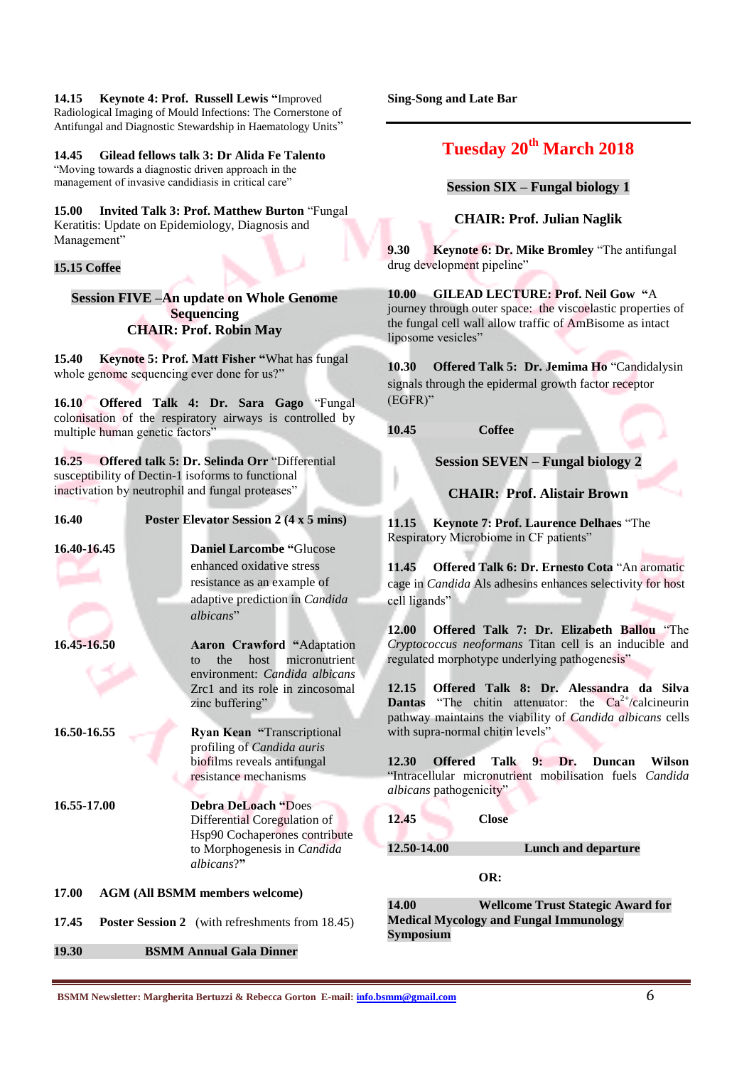**14.15 Keynote 4: Prof. Russell Lewis** "Improved Radiological Imaging of Mould Infections: The Cornerstone of Antifungal and Diagnostic Stewardship in Haematology Units"

**14.45 Gilead fellows talk 3: Dr Alida Fe Talento** "Moving towards a diagnostic driven approach in the management of invasive candidiasis in critical care"

**15.00 Invited Talk 3: Prof. Matthew Burton** "Fungal Keratitis: Update on Epidemiology, Diagnosis and Management"

**15.15 Coffee**

**Session FIVE –An update on Whole Genome Sequencing**
**CHAIR: Prof. Robin May**

**15.40 Keynote 5: Prof. Matt Fisher** "What has fungal whole genome sequencing ever done for us?"

**16.10 Offered Talk 4: Dr. Sara Gago** "Fungal colonisation of the respiratory airways is controlled by multiple human genetic factors"

**16.25 Offered talk 5: Dr. Selinda Orr** "Differential susceptibility of Dectin-1 isoforms to functional inactivation by neutrophil and fungal proteases"

**16.40 Poster Elevator Session 2 (4 x 5 mins)**

**16.40-16.45** **Daniel Larcombe** "Glucose enhanced oxidative stress resistance as an example of adaptive prediction in *Candida albicans*"

**16.45-16.50** **Aaron Crawford** "Adaptation to the host micronutrient environment: *Candida albicans* Zrc1 and its role in zincosomal zinc buffering"

**16.50-16.55** **Ryan Kean** "Transcriptional profiling of *Candida auris* biofilms reveals antifungal resistance mechanisms

**16.55-17.00** **Debra DeLoach** "Does Differential Coregulation of Hsp90 Cochaperones contribute to Morphogenesis in *Candida albicans*?"

**17.00 AGM (All BSMM members welcome)**

**17.45 Poster Session 2** (with refreshments from 18.45)

**19.30 BSMM Annual Gala Dinner**

**Sing-Song and Late Bar**

## Tuesday 20th March 2018

**Session SIX – Fungal biology 1**

**CHAIR: Prof. Julian Naglik**

**9.30 Keynote 6: Dr. Mike Bromley** "The antifungal drug development pipeline"

**10.00 GILEAD LECTURE: Prof. Neil Gow** "A journey through outer space: the viscoelastic properties of the fungal cell wall allow traffic of AmBisome as intact liposome vesicles"

**10.30 Offered Talk 5: Dr. Jemima Ho** "Candidalysin signals through the epidermal growth factor receptor (EGFR)"

**10.45 Coffee**

**Session SEVEN – Fungal biology 2**

**CHAIR: Prof. Alistair Brown**

**11.15 Keynote 7: Prof. Laurence Delhaes** "The Respiratory Microbiome in CF patients"

**11.45 Offered Talk 6: Dr. Ernesto Cota** "An aromatic cage in *Candida* Als adhesins enhances selectivity for host cell ligands"

**12.00 Offered Talk 7: Dr. Elizabeth Ballou** "The *Cryptococcus neoformans* Titan cell is an inducible and regulated morphotype underlying pathogenesis"

**12.15 Offered Talk 8: Dr. Alessandra da Silva Dantas** "The chitin attenuator: the $Ca^{2+}$/calcineurin pathway maintains the viability of *Candida albicans* cells with supra-normal chitin levels"

**12.30 Offered Talk 9: Dr. Duncan Wilson** "Intracellular micronutrient mobilisation fuels *Candida albicans* pathogenicity"

**12.45 Close**

**12.50-14.00 Lunch and departure**

**OR:**

**14.00 Wellcome Trust Stategic Award for Medical Mycology and Fungal Immunology Symposium**

BSMM Newsletter: Margherita Bertuzzi & Rebecca Gorton E-mail: info.bsmm@gmail.com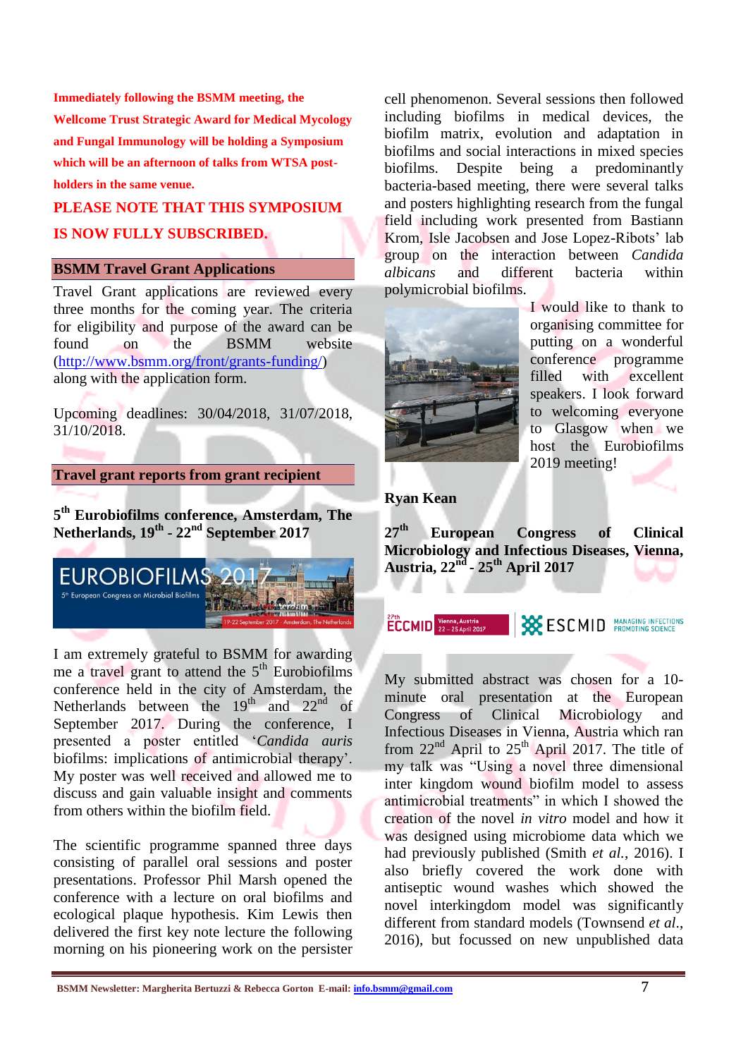**Immediately following the BSMM meeting, the Wellcome Trust Strategic Award for Medical Mycology and Fungal Immunology will be holding a Symposium which will be an afternoon of talks from WTSA post-holders in the same venue.**

**PLEASE NOTE THAT THIS SYMPOSIUM IS NOW FULLY SUBSCRIBED.**

## BSMM Travel Grant Applications

Travel Grant applications are reviewed every three months for the coming year. The criteria for eligibility and purpose of the award can be found on the BSMM website (http://www.bsmm.org/front/grants-funding/) along with the application form.

Upcoming deadlines: 30/04/2018, 31/07/2018, 31/10/2018.

## Travel grant reports from grant recipient

### 5th Eurobiofilms conference, Amsterdam, The Netherlands, 19th - 22nd September 2017

I am extremely grateful to BSMM for awarding me a travel grant to attend the 5th Eurobiofilms conference held in the city of Amsterdam, the Netherlands between the 19th and 22nd of September 2017. During the conference, I presented a poster entitled '*Candida auris* biofilms: implications of antimicrobial therapy'. My poster was well received and allowed me to discuss and gain valuable insight and comments from others within the biofilm field.

The scientific programme spanned three days consisting of parallel oral sessions and poster presentations. Professor Phil Marsh opened the conference with a lecture on oral biofilms and ecological plaque hypothesis. Kim Lewis then delivered the first key note lecture the following morning on his pioneering work on the persister cell phenomenon. Several sessions then followed including biofilms in medical devices, the biofilm matrix, evolution and adaptation in biofilms and social interactions in mixed species biofilms. Despite being a predominantly bacteria-based meeting, there were several talks and posters highlighting research from the fungal field including work presented from Bastiann Krom, Isle Jacobsen and Jose Lopez-Ribots' lab group on the interaction between *Candida albicans* and different bacteria within polymicrobial biofilms.

I would like to thank to organising committee for putting on a wonderful conference programme filled with excellent speakers. I look forward to welcoming everyone to Glasgow when we host the Eurobiofilms 2019 meeting!

**Ryan Kean**

### 27th European Congress of Clinical Microbiology and Infectious Diseases, Vienna, Austria, 22nd - 25th April 2017

My submitted abstract was chosen for a 10-minute oral presentation at the European Congress of Clinical Microbiology and Infectious Diseases in Vienna, Austria which ran from 22nd April to 25th April 2017. The title of my talk was "Using a novel three dimensional inter kingdom wound biofilm model to assess antimicrobial treatments" in which I showed the creation of the novel *in vitro* model and how it was designed using microbiome data which we had previously published (Smith *et al.*, 2016). I also briefly covered the work done with antiseptic wound washes which showed the novel interkingdom model was significantly different from standard models (Townsend *et al.*, 2016), but focussed on new unpublished data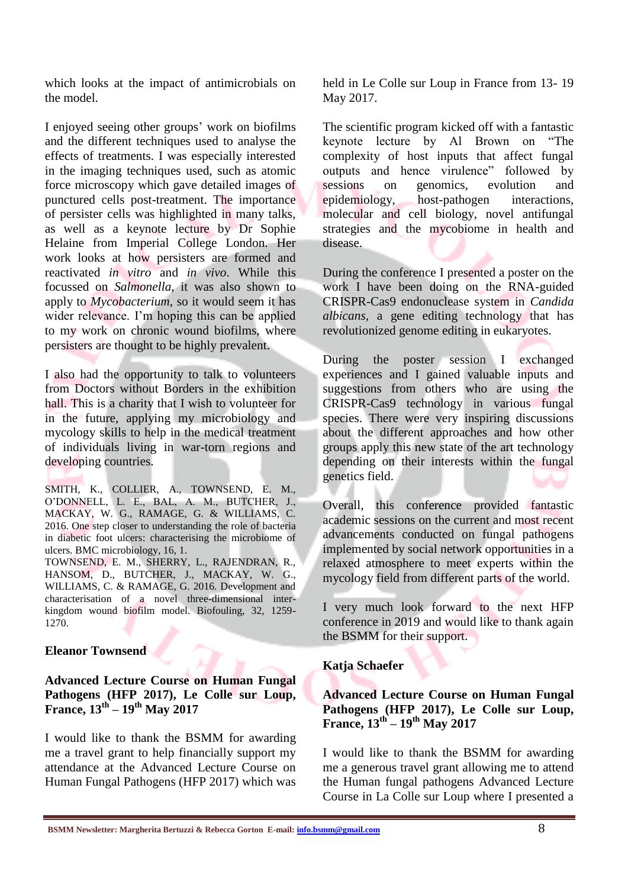which looks at the impact of antimicrobials on the model.

I enjoyed seeing other groups' work on biofilms and the different techniques used to analyse the effects of treatments. I was especially interested in the imaging techniques used, such as atomic force microscopy which gave detailed images of punctured cells post-treatment. The importance of persister cells was highlighted in many talks, as well as a keynote lecture by Dr Sophie Helaine from Imperial College London. Her work looks at how persisters are formed and reactivated *in vitro* and *in vivo*. While this focussed on *Salmonella*, it was also shown to apply to *Mycobacterium*, so it would seem it has wider relevance. I'm hoping this can be applied to my work on chronic wound biofilms, where persisters are thought to be highly prevalent.

I also had the opportunity to talk to volunteers from Doctors without Borders in the exhibition hall. This is a charity that I wish to volunteer for in the future, applying my microbiology and mycology skills to help in the medical treatment of individuals living in war-torn regions and developing countries.

SMITH, K., COLLIER, A., TOWNSEND, E. M., O'DONNELL, L. E., BAL, A. M., BUTCHER, J., MACKAY, W. G., RAMAGE, G. & WILLIAMS, C. 2016. One step closer to understanding the role of bacteria in diabetic foot ulcers: characterising the microbiome of ulcers. BMC microbiology, 16, 1.

TOWNSEND, E. M., SHERRY, L., RAJENDRAN, R., HANSOM, D., BUTCHER, J., MACKAY, W. G., WILLIAMS, C. & RAMAGE, G. 2016. Development and characterisation of a novel three-dimensional inter-kingdom wound biofilm model. Biofouling, 32, 1259-1270.

**Eleanor Townsend**

**Advanced Lecture Course on Human Fungal Pathogens (HFP 2017), Le Colle sur Loup, France, 13th – 19th May 2017**

I would like to thank the BSMM for awarding me a travel grant to help financially support my attendance at the Advanced Lecture Course on Human Fungal Pathogens (HFP 2017) which was held in Le Colle sur Loup in France from 13- 19 May 2017.

The scientific program kicked off with a fantastic keynote lecture by Al Brown on "The complexity of host inputs that affect fungal outputs and hence virulence" followed by sessions on genomics, evolution and epidemiology, host-pathogen interactions, molecular and cell biology, novel antifungal strategies and the mycobiome in health and disease.

During the conference I presented a poster on the work I have been doing on the RNA-guided CRISPR-Cas9 endonuclease system in *Candida albicans*, a gene editing technology that has revolutionized genome editing in eukaryotes.

During the poster session I exchanged experiences and I gained valuable inputs and suggestions from others who are using the CRISPR-Cas9 technology in various fungal species. There were very inspiring discussions about the different approaches and how other groups apply this new state of the art technology depending on their interests within the fungal genetics field.

Overall, this conference provided fantastic academic sessions on the current and most recent advancements conducted on fungal pathogens implemented by social network opportunities in a relaxed atmosphere to meet experts within the mycology field from different parts of the world.

I very much look forward to the next HFP conference in 2019 and would like to thank again the BSMM for their support.

**Katja Schaefer**

**Advanced Lecture Course on Human Fungal Pathogens (HFP 2017), Le Colle sur Loup, France, 13th – 19th May 2017**

I would like to thank the BSMM for awarding me a generous travel grant allowing me to attend the Human fungal pathogens Advanced Lecture Course in La Colle sur Loup where I presented a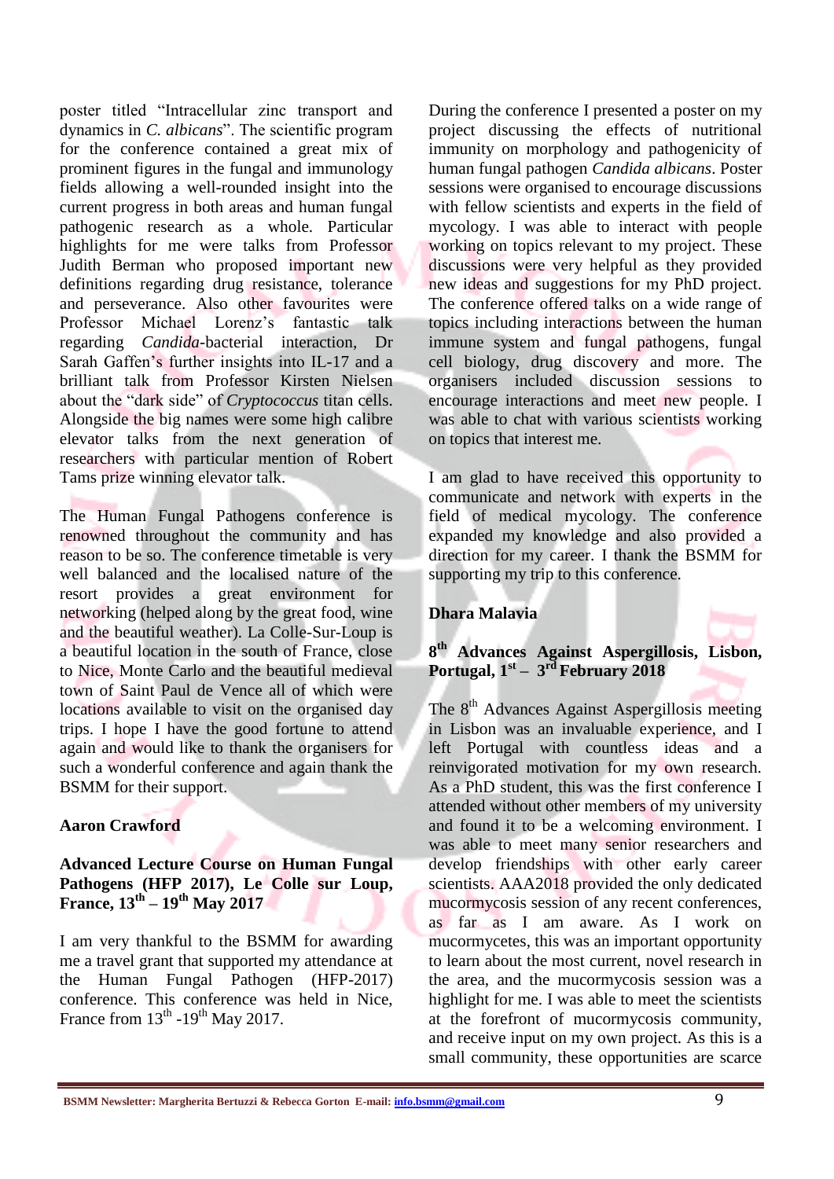poster titled "Intracellular zinc transport and dynamics in *C. albicans*". The scientific program for the conference contained a great mix of prominent figures in the fungal and immunology fields allowing a well-rounded insight into the current progress in both areas and human fungal pathogenic research as a whole. Particular highlights for me were talks from Professor Judith Berman who proposed important new definitions regarding drug resistance, tolerance and perseverance. Also other favourites were Professor Michael Lorenz's fantastic talk regarding *Candida*-bacterial interaction, Dr Sarah Gaffen's further insights into IL-17 and a brilliant talk from Professor Kirsten Nielsen about the "dark side" of *Cryptococcus* titan cells. Alongside the big names were some high calibre elevator talks from the next generation of researchers with particular mention of Robert Tams prize winning elevator talk.

The Human Fungal Pathogens conference is renowned throughout the community and has reason to be so. The conference timetable is very well balanced and the localised nature of the resort provides a great environment for networking (helped along by the great food, wine and the beautiful weather). La Colle-Sur-Loup is a beautiful location in the south of France, close to Nice, Monte Carlo and the beautiful medieval town of Saint Paul de Vence all of which were locations available to visit on the organised day trips. I hope I have the good fortune to attend again and would like to thank the organisers for such a wonderful conference and again thank the BSMM for their support.

**Aaron Crawford**

**Advanced Lecture Course on Human Fungal Pathogens (HFP 2017), Le Colle sur Loup, France, 13th – 19th May 2017**

I am very thankful to the BSMM for awarding me a travel grant that supported my attendance at the Human Fungal Pathogen (HFP-2017) conference. This conference was held in Nice, France from 13th -19th May 2017.

During the conference I presented a poster on my project discussing the effects of nutritional immunity on morphology and pathogenicity of human fungal pathogen *Candida albicans*. Poster sessions were organised to encourage discussions with fellow scientists and experts in the field of mycology. I was able to interact with people working on topics relevant to my project. These discussions were very helpful as they provided new ideas and suggestions for my PhD project. The conference offered talks on a wide range of topics including interactions between the human immune system and fungal pathogens, fungal cell biology, drug discovery and more. The organisers included discussion sessions to encourage interactions and meet new people. I was able to chat with various scientists working on topics that interest me.

I am glad to have received this opportunity to communicate and network with experts in the field of medical mycology. The conference expanded my knowledge and also provided a direction for my career. I thank the BSMM for supporting my trip to this conference.

**Dhara Malavia**

**8th Advances Against Aspergillosis, Lisbon, Portugal, 1st – 3rd February 2018**

The 8th Advances Against Aspergillosis meeting in Lisbon was an invaluable experience, and I left Portugal with countless ideas and a reinvigorated motivation for my own research. As a PhD student, this was the first conference I attended without other members of my university and found it to be a welcoming environment. I was able to meet many senior researchers and develop friendships with other early career scientists. AAA2018 provided the only dedicated mucormycosis session of any recent conferences, as far as I am aware. As I work on mucormycetes, this was an important opportunity to learn about the most current, novel research in the area, and the mucormycosis session was a highlight for me. I was able to meet the scientists at the forefront of mucormycosis community, and receive input on my own project. As this is a small community, these opportunities are scarce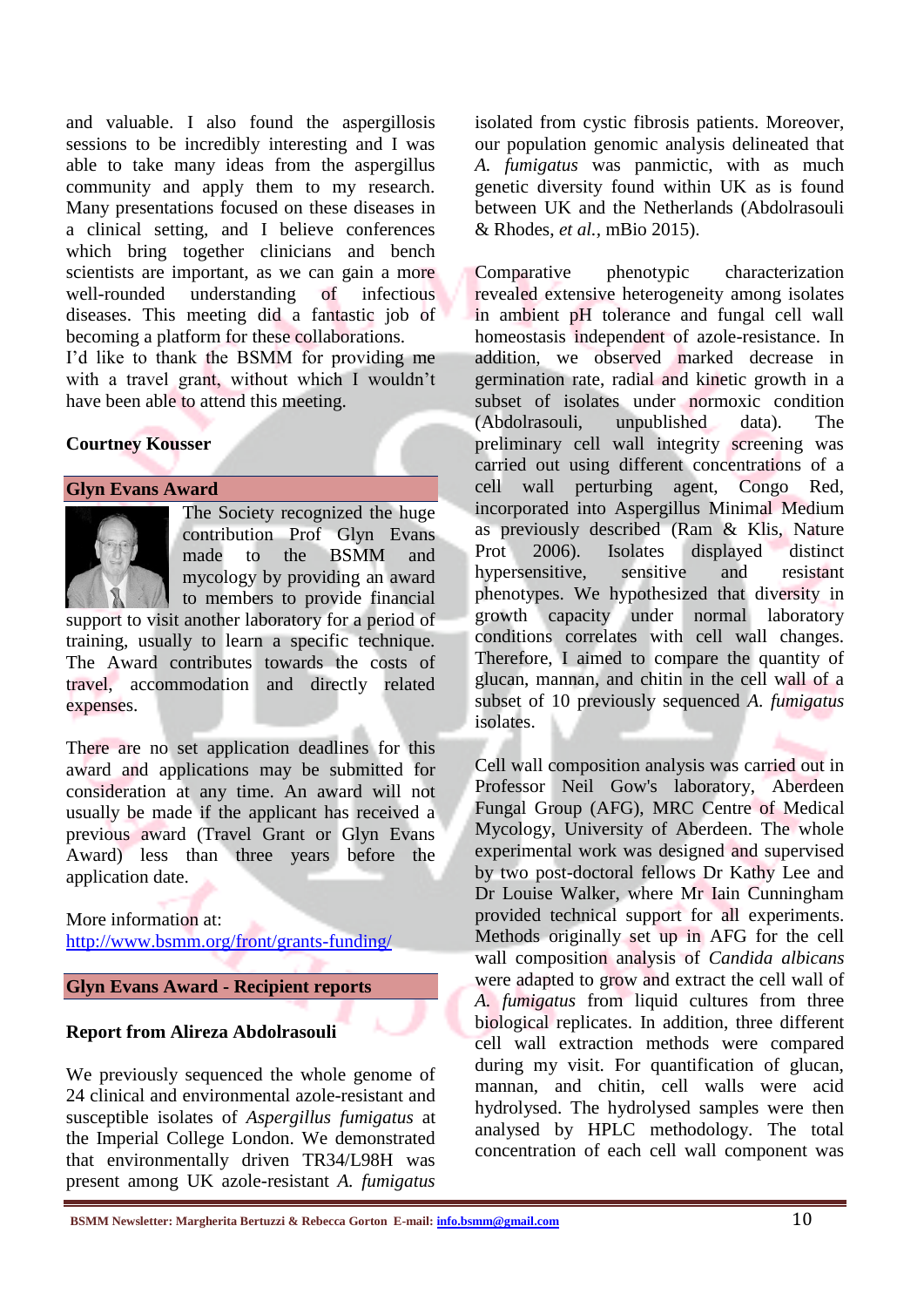and valuable. I also found the aspergillosis sessions to be incredibly interesting and I was able to take many ideas from the aspergillus community and apply them to my research. Many presentations focused on these diseases in a clinical setting, and I believe conferences which bring together clinicians and bench scientists are important, as we can gain a more well-rounded understanding of infectious diseases. This meeting did a fantastic job of becoming a platform for these collaborations.
I'd like to thank the BSMM for providing me with a travel grant, without which I wouldn't have been able to attend this meeting.

**Courtney Kousser**

## Glyn Evans Award

The Society recognized the huge contribution Prof Glyn Evans made to the BSMM and mycology by providing an award to members to provide financial support to visit another laboratory for a period of training, usually to learn a specific technique. The Award contributes towards the costs of travel, accommodation and directly related expenses.

There are no set application deadlines for this award and applications may be submitted for consideration at any time. An award will not usually be made if the applicant has received a previous award (Travel Grant or Glyn Evans Award) less than three years before the application date.

More information at:
http://www.bsmm.org/front/grants-funding/

## Glyn Evans Award - Recipient reports

### Report from Alireza Abdolrasouli

We previously sequenced the whole genome of 24 clinical and environmental azole-resistant and susceptible isolates of *Aspergillus fumigatus* at the Imperial College London. We demonstrated that environmentally driven TR34/L98H was present among UK azole-resistant *A. fumigatus* isolated from cystic fibrosis patients. Moreover, our population genomic analysis delineated that *A. fumigatus* was panmictic, with as much genetic diversity found within UK as is found between UK and the Netherlands (Abdolrasouli & Rhodes, *et al.*, mBio 2015).

Comparative phenotypic characterization revealed extensive heterogeneity among isolates in ambient pH tolerance and fungal cell wall homeostasis independent of azole-resistance. In addition, we observed marked decrease in germination rate, radial and kinetic growth in a subset of isolates under normoxic condition (Abdolrasouli, unpublished data). The preliminary cell wall integrity screening was carried out using different concentrations of a cell wall perturbing agent, Congo Red, incorporated into Aspergillus Minimal Medium as previously described (Ram & Klis, Nature Prot 2006). Isolates displayed distinct hypersensitive, sensitive and resistant phenotypes. We hypothesized that diversity in growth capacity under normal laboratory conditions correlates with cell wall changes. Therefore, I aimed to compare the quantity of glucan, mannan, and chitin in the cell wall of a subset of 10 previously sequenced *A. fumigatus* isolates.

Cell wall composition analysis was carried out in Professor Neil Gow's laboratory, Aberdeen Fungal Group (AFG), MRC Centre of Medical Mycology, University of Aberdeen. The whole experimental work was designed and supervised by two post-doctoral fellows Dr Kathy Lee and Dr Louise Walker, where Mr Iain Cunningham provided technical support for all experiments. Methods originally set up in AFG for the cell wall composition analysis of *Candida albicans* were adapted to grow and extract the cell wall of *A. fumigatus* from liquid cultures from three biological replicates. In addition, three different cell wall extraction methods were compared during my visit. For quantification of glucan, mannan, and chitin, cell walls were acid hydrolysed. The hydrolysed samples were then analysed by HPLC methodology. The total concentration of each cell wall component was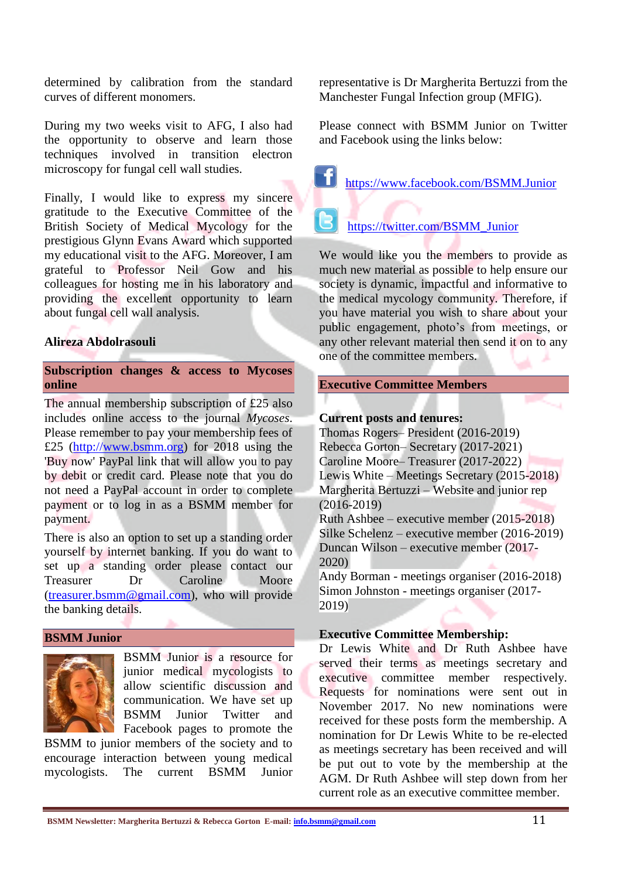determined by calibration from the standard curves of different monomers.

During my two weeks visit to AFG, I also had the opportunity to observe and learn those techniques involved in transition electron microscopy for fungal cell wall studies.

Finally, I would like to express my sincere gratitude to the Executive Committee of the British Society of Medical Mycology for the prestigious Glynn Evans Award which supported my educational visit to the AFG. Moreover, I am grateful to Professor Neil Gow and his colleagues for hosting me in his laboratory and providing the excellent opportunity to learn about fungal cell wall analysis.

**Alireza Abdolrasouli**

## Subscription changes & access to Mycoses online

The annual membership subscription of £25 also includes online access to the journal *Mycoses*. Please remember to pay your membership fees of £25 (http://www.bsmm.org) for 2018 using the 'Buy now' PayPal link that will allow you to pay by debit or credit card. Please note that you do not need a PayPal account in order to complete payment or to log in as a BSMM member for payment.

There is also an option to set up a standing order yourself by internet banking. If you do want to set up a standing order please contact our Treasurer Dr Caroline Moore (treasurer.bsmm@gmail.com), who will provide the banking details.

## BSMM Junior

BSMM Junior is a resource for junior medical mycologists to allow scientific discussion and communication. We have set up BSMM Junior Twitter and Facebook pages to promote the BSMM to junior members of the society and to encourage interaction between young medical mycologists. The current BSMM Junior representative is Dr Margherita Bertuzzi from the Manchester Fungal Infection group (MFIG).

Please connect with BSMM Junior on Twitter and Facebook using the links below:

https://www.facebook.com/BSMM.Junior

https://twitter.com/BSMM_Junior

We would like you the members to provide as much new material as possible to help ensure our society is dynamic, impactful and informative to the medical mycology community. Therefore, if you have material you wish to share about your public engagement, photo's from meetings, or any other relevant material then send it on to any one of the committee members.

## Executive Committee Members

**Current posts and tenures:**

Thomas Rogers– President (2016-2019)
Rebecca Gorton– Secretary (2017-2021)
Caroline Moore– Treasurer (2017-2022)
Lewis White – Meetings Secretary (2015-2018)
Margherita Bertuzzi – Website and junior rep (2016-2019)
Ruth Ashbee – executive member (2015-2018)
Silke Schelenz – executive member (2016-2019)
Duncan Wilson – executive member (2017-2020)
Andy Borman - meetings organiser (2016-2018)
Simon Johnston - meetings organiser (2017-2019)

**Executive Committee Membership:**

Dr Lewis White and Dr Ruth Ashbee have served their terms as meetings secretary and executive committee member respectively. Requests for nominations were sent out in November 2017. No new nominations were received for these posts form the membership. A nomination for Dr Lewis White to be re-elected as meetings secretary has been received and will be put out to vote by the membership at the AGM. Dr Ruth Ashbee will step down from her current role as an executive committee member.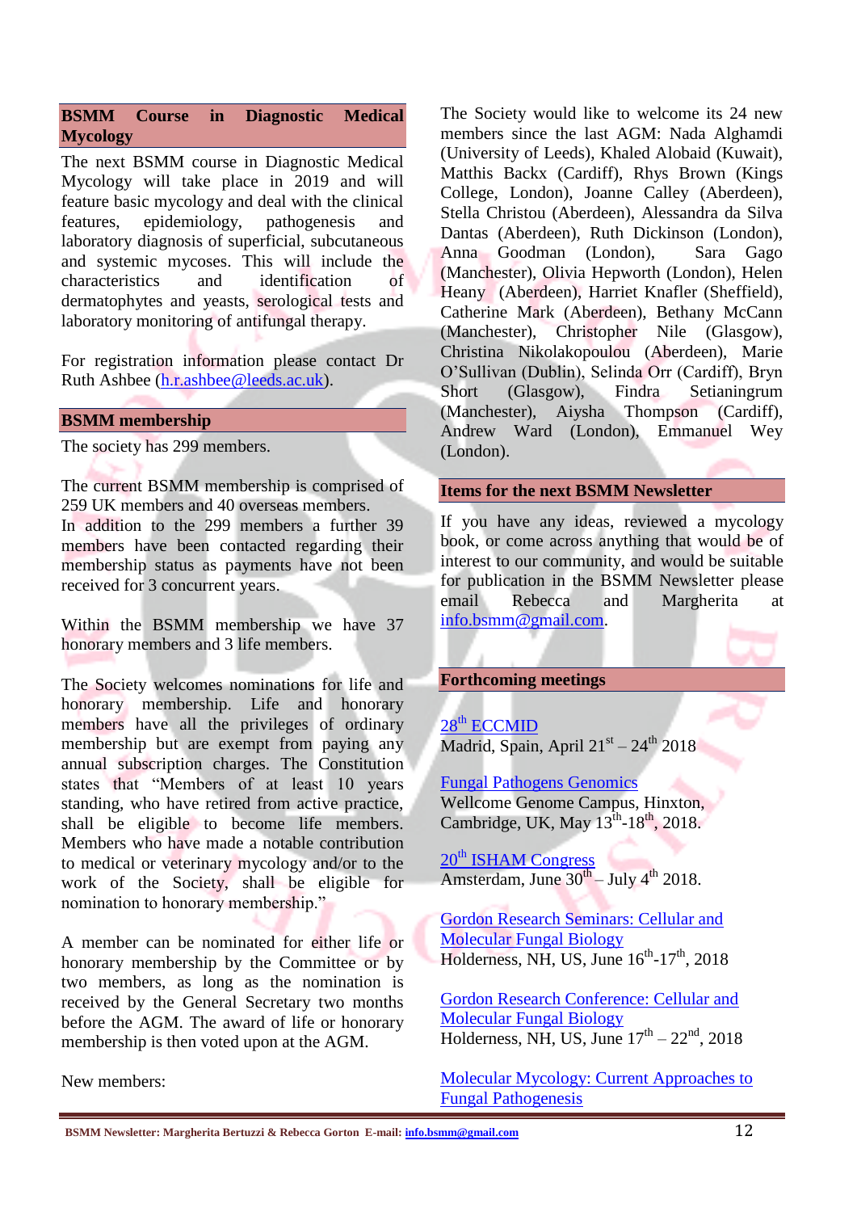## BSMM Course in Diagnostic Medical Mycology

The next BSMM course in Diagnostic Medical Mycology will take place in 2019 and will feature basic mycology and deal with the clinical features, epidemiology, pathogenesis and laboratory diagnosis of superficial, subcutaneous and systemic mycoses. This will include the characteristics and identification of dermatophytes and yeasts, serological tests and laboratory monitoring of antifungal therapy.

For registration information please contact Dr Ruth Ashbee (h.r.ashbee@leeds.ac.uk).

## BSMM membership

The society has 299 members.

The current BSMM membership is comprised of 259 UK members and 40 overseas members.
In addition to the 299 members a further 39 members have been contacted regarding their membership status as payments have not been received for 3 concurrent years.

Within the BSMM membership we have 37 honorary members and 3 life members.

The Society welcomes nominations for life and honorary membership. Life and honorary members have all the privileges of ordinary membership but are exempt from paying any annual subscription charges. The Constitution states that "Members of at least 10 years standing, who have retired from active practice, shall be eligible to become life members. Members who have made a notable contribution to medical or veterinary mycology and/or to the work of the Society, shall be eligible for nomination to honorary membership."

A member can be nominated for either life or honorary membership by the Committee or by two members, as long as the nomination is received by the General Secretary two months before the AGM. The award of life or honorary membership is then voted upon at the AGM.

New members:

The Society would like to welcome its 24 new members since the last AGM: Nada Alghamdi (University of Leeds), Khaled Alobaid (Kuwait), Matthis Backx (Cardiff), Rhys Brown (Kings College, London), Joanne Calley (Aberdeen), Stella Christou (Aberdeen), Alessandra da Silva Dantas (Aberdeen), Ruth Dickinson (London), Anna Goodman (London), Sara Gago (Manchester), Olivia Hepworth (London), Helen Heany (Aberdeen), Harriet Knafler (Sheffield), Catherine Mark (Aberdeen), Bethany McCann (Manchester), Christopher Nile (Glasgow), Christina Nikolakopoulou (Aberdeen), Marie O'Sullivan (Dublin), Selinda Orr (Cardiff), Bryn Short (Glasgow), Findra Setianingrum (Manchester), Aiysha Thompson (Cardiff), Andrew Ward (London), Emmanuel Wey (London).

## Items for the next BSMM Newsletter

If you have any ideas, reviewed a mycology book, or come across anything that would be of interest to our community, and would be suitable for publication in the BSMM Newsletter please email Rebecca and Margherita at info.bsmm@gmail.com.

## Forthcoming meetings

28th ECCMID
Madrid, Spain, April 21st – 24th 2018

Fungal Pathogens Genomics
Wellcome Genome Campus, Hinxton, Cambridge, UK, May 13th-18th, 2018.

20th ISHAM Congress
Amsterdam, June 30th – July 4th 2018.

Gordon Research Seminars: Cellular and Molecular Fungal Biology
Holderness, NH, US, June 16th-17th, 2018

Gordon Research Conference: Cellular and Molecular Fungal Biology
Holderness, NH, US, June 17th – 22nd, 2018

Molecular Mycology: Current Approaches to Fungal Pathogenesis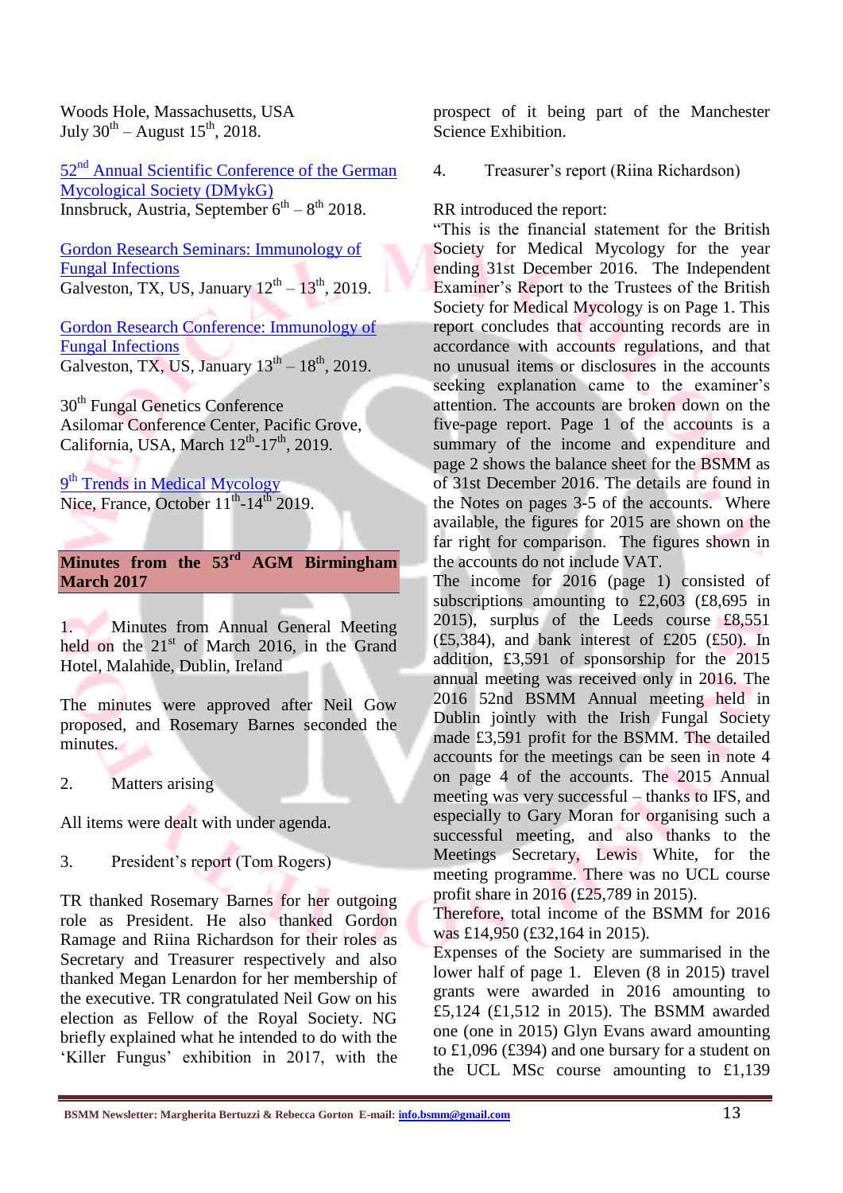Woods Hole, Massachusetts, USA
July 30th – August 15th, 2018.

52nd Annual Scientific Conference of the German Mycological Society (DMykG)
Innsbruck, Austria, September 6th – 8th 2018.

Gordon Research Seminars: Immunology of Fungal Infections
Galveston, TX, US, January 12th – 13th, 2019.

Gordon Research Conference: Immunology of Fungal Infections
Galveston, TX, US, January 13th – 18th, 2019.

30th Fungal Genetics Conference
Asilomar Conference Center, Pacific Grove, California, USA, March 12th-17th, 2019.

9th Trends in Medical Mycology
Nice, France, October 11th-14th 2019.

## Minutes from the 53rd AGM Birmingham March 2017

1. Minutes from Annual General Meeting held on the 21st of March 2016, in the Grand Hotel, Malahide, Dublin, Ireland

The minutes were approved after Neil Gow proposed, and Rosemary Barnes seconded the minutes.

2. Matters arising

All items were dealt with under agenda.

3. President's report (Tom Rogers)

TR thanked Rosemary Barnes for her outgoing role as President. He also thanked Gordon Ramage and Riina Richardson for their roles as Secretary and Treasurer respectively and also thanked Megan Lenardon for her membership of the executive. TR congratulated Neil Gow on his election as Fellow of the Royal Society. NG briefly explained what he intended to do with the 'Killer Fungus' exhibition in 2017, with the prospect of it being part of the Manchester Science Exhibition.

4. Treasurer's report (Riina Richardson)

RR introduced the report:
"This is the financial statement for the British Society for Medical Mycology for the year ending 31st December 2016. The Independent Examiner's Report to the Trustees of the British Society for Medical Mycology is on Page 1. This report concludes that accounting records are in accordance with accounts regulations, and that no unusual items or disclosures in the accounts seeking explanation came to the examiner's attention. The accounts are broken down on the five-page report. Page 1 of the accounts is a summary of the income and expenditure and page 2 shows the balance sheet for the BSMM as of 31st December 2016. The details are found in the Notes on pages 3-5 of the accounts. Where available, the figures for 2015 are shown on the far right for comparison. The figures shown in the accounts do not include VAT.
The income for 2016 (page 1) consisted of subscriptions amounting to £2,603 (£8,695 in 2015), surplus of the Leeds course £8,551 (£5,384), and bank interest of £205 (£50). In addition, £3,591 of sponsorship for the 2015 annual meeting was received only in 2016. The 2016 52nd BSMM Annual meeting held in Dublin jointly with the Irish Fungal Society made £3,591 profit for the BSMM. The detailed accounts for the meetings can be seen in note 4 on page 4 of the accounts. The 2015 Annual meeting was very successful – thanks to IFS, and especially to Gary Moran for organising such a successful meeting, and also thanks to the Meetings Secretary, Lewis White, for the meeting programme. There was no UCL course profit share in 2016 (£25,789 in 2015).
Therefore, total income of the BSMM for 2016 was £14,950 (£32,164 in 2015).
Expenses of the Society are summarised in the lower half of page 1. Eleven (8 in 2015) travel grants were awarded in 2016 amounting to £5,124 (£1,512 in 2015). The BSMM awarded one (one in 2015) Glyn Evans award amounting to £1,096 (£394) and one bursary for a student on the UCL MSc course amounting to £1,139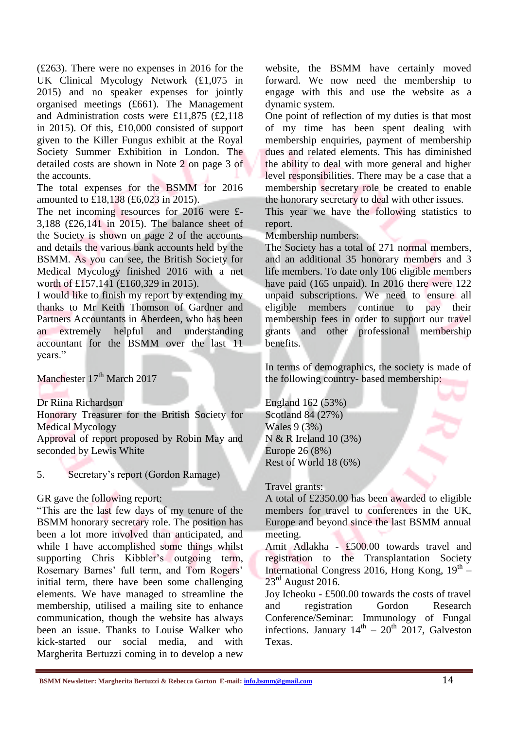(£263). There were no expenses in 2016 for the UK Clinical Mycology Network (£1,075 in 2015) and no speaker expenses for jointly organised meetings (£661). The Management and Administration costs were £11,875 (£2,118 in 2015). Of this, £10,000 consisted of support given to the Killer Fungus exhibit at the Royal Society Summer Exhibition in London. The detailed costs are shown in Note 2 on page 3 of the accounts.

The total expenses for the BSMM for 2016 amounted to £18,138 (£6,023 in 2015).

The net incoming resources for 2016 were £-3,188 (£26,141 in 2015). The balance sheet of the Society is shown on page 2 of the accounts and details the various bank accounts held by the BSMM. As you can see, the British Society for Medical Mycology finished 2016 with a net worth of £157,141 (£160,329 in 2015).

I would like to finish my report by extending my thanks to Mr Keith Thomson of Gardner and Partners Accountants in Aberdeen, who has been an extremely helpful and understanding accountant for the BSMM over the last 11 years."

Manchester 17th March 2017

Dr Riina Richardson
Honorary Treasurer for the British Society for Medical Mycology
Approval of report proposed by Robin May and seconded by Lewis White

5. Secretary's report (Gordon Ramage)

GR gave the following report:

"This are the last few days of my tenure of the BSMM honorary secretary role. The position has been a lot more involved than anticipated, and while I have accomplished some things whilst supporting Chris Kibbler's outgoing term, Rosemary Barnes' full term, and Tom Rogers' initial term, there have been some challenging elements. We have managed to streamline the membership, utilised a mailing site to enhance communication, though the website has always been an issue. Thanks to Louise Walker who kick-started our social media, and with Margherita Bertuzzi coming in to develop a new website, the BSMM have certainly moved forward. We now need the membership to engage with this and use the website as a dynamic system.

One point of reflection of my duties is that most of my time has been spent dealing with membership enquiries, payment of membership dues and related elements. This has diminished the ability to deal with more general and higher level responsibilities. There may be a case that a membership secretary role be created to enable the honorary secretary to deal with other issues.

This year we have the following statistics to report.

Membership numbers:

The Society has a total of 271 normal members, and an additional 35 honorary members and 3 life members. To date only 106 eligible members have paid (165 unpaid). In 2016 there were 122 unpaid subscriptions. We need to ensure all eligible members continue to pay their membership fees in order to support our travel grants and other professional membership benefits.

In terms of demographics, the society is made of the following country- based membership:

England 162 (53%)
Scotland 84 (27%)
Wales 9 (3%)
N & R Ireland 10 (3%)
Europe 26 (8%)
Rest of World 18 (6%)

Travel grants:

A total of £2350.00 has been awarded to eligible members for travel to conferences in the UK, Europe and beyond since the last BSMM annual meeting.

Amit Adlakha - £500.00 towards travel and registration to the Transplantation Society International Congress 2016, Hong Kong, 19th – 23rd August 2016.

Joy Icheoku - £500.00 towards the costs of travel and registration Gordon Research Conference/Seminar: Immunology of Fungal infections. January 14th – 20th 2017, Galveston Texas.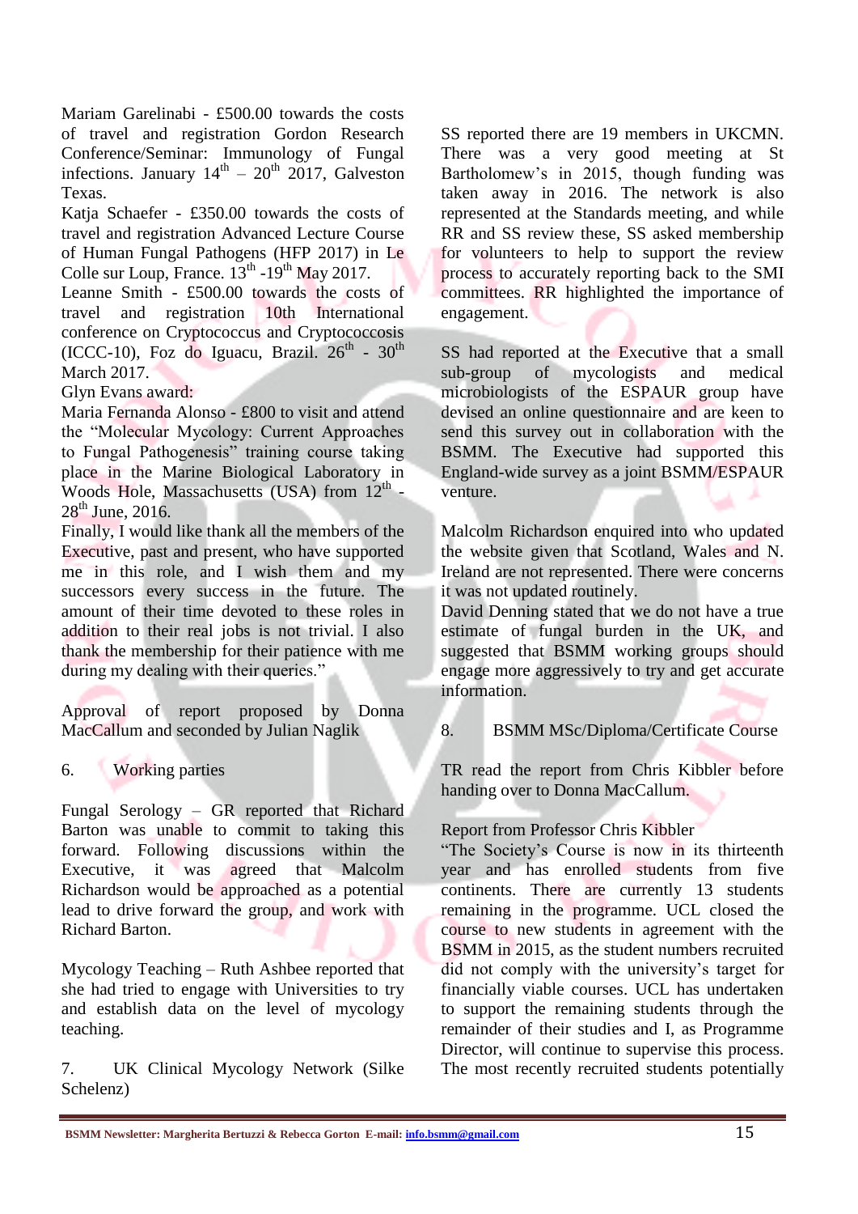Mariam Garelinabi - £500.00 towards the costs of travel and registration Gordon Research Conference/Seminar: Immunology of Fungal infections. January 14th – 20th 2017, Galveston Texas.

Katja Schaefer - £350.00 towards the costs of travel and registration Advanced Lecture Course of Human Fungal Pathogens (HFP 2017) in Le Colle sur Loup, France. 13th -19th May 2017.

Leanne Smith - £500.00 towards the costs of travel and registration 10th International conference on Cryptococcus and Cryptococcosis (ICCC-10), Foz do Iguacu, Brazil. 26th - 30th March 2017.

Glyn Evans award:

Maria Fernanda Alonso - £800 to visit and attend the "Molecular Mycology: Current Approaches to Fungal Pathogenesis" training course taking place in the Marine Biological Laboratory in Woods Hole, Massachusetts (USA) from 12th - 28th June, 2016.

Finally, I would like thank all the members of the Executive, past and present, who have supported me in this role, and I wish them and my successors every success in the future. The amount of their time devoted to these roles in addition to their real jobs is not trivial. I also thank the membership for their patience with me during my dealing with their queries."

Approval of report proposed by Donna MacCallum and seconded by Julian Naglik

6. Working parties

Fungal Serology – GR reported that Richard Barton was unable to commit to taking this forward. Following discussions within the Executive, it was agreed that Malcolm Richardson would be approached as a potential lead to drive forward the group, and work with Richard Barton.

Mycology Teaching – Ruth Ashbee reported that she had tried to engage with Universities to try and establish data on the level of mycology teaching.

7. UK Clinical Mycology Network (Silke Schelenz)

SS reported there are 19 members in UKCMN. There was a very good meeting at St Bartholomew's in 2015, though funding was taken away in 2016. The network is also represented at the Standards meeting, and while RR and SS review these, SS asked membership for volunteers to help to support the review process to accurately reporting back to the SMI committees. RR highlighted the importance of engagement.

SS had reported at the Executive that a small sub-group of mycologists and medical microbiologists of the ESPAUR group have devised an online questionnaire and are keen to send this survey out in collaboration with the BSMM. The Executive had supported this England-wide survey as a joint BSMM/ESPAUR venture.

Malcolm Richardson enquired into who updated the website given that Scotland, Wales and N. Ireland are not represented. There were concerns it was not updated routinely.

David Denning stated that we do not have a true estimate of fungal burden in the UK, and suggested that BSMM working groups should engage more aggressively to try and get accurate information.

8. BSMM MSc/Diploma/Certificate Course

TR read the report from Chris Kibbler before handing over to Donna MacCallum.

Report from Professor Chris Kibbler

"The Society's Course is now in its thirteenth year and has enrolled students from five continents. There are currently 13 students remaining in the programme. UCL closed the course to new students in agreement with the BSMM in 2015, as the student numbers recruited did not comply with the university's target for financially viable courses. UCL has undertaken to support the remaining students through the remainder of their studies and I, as Programme Director, will continue to supervise this process. The most recently recruited students potentially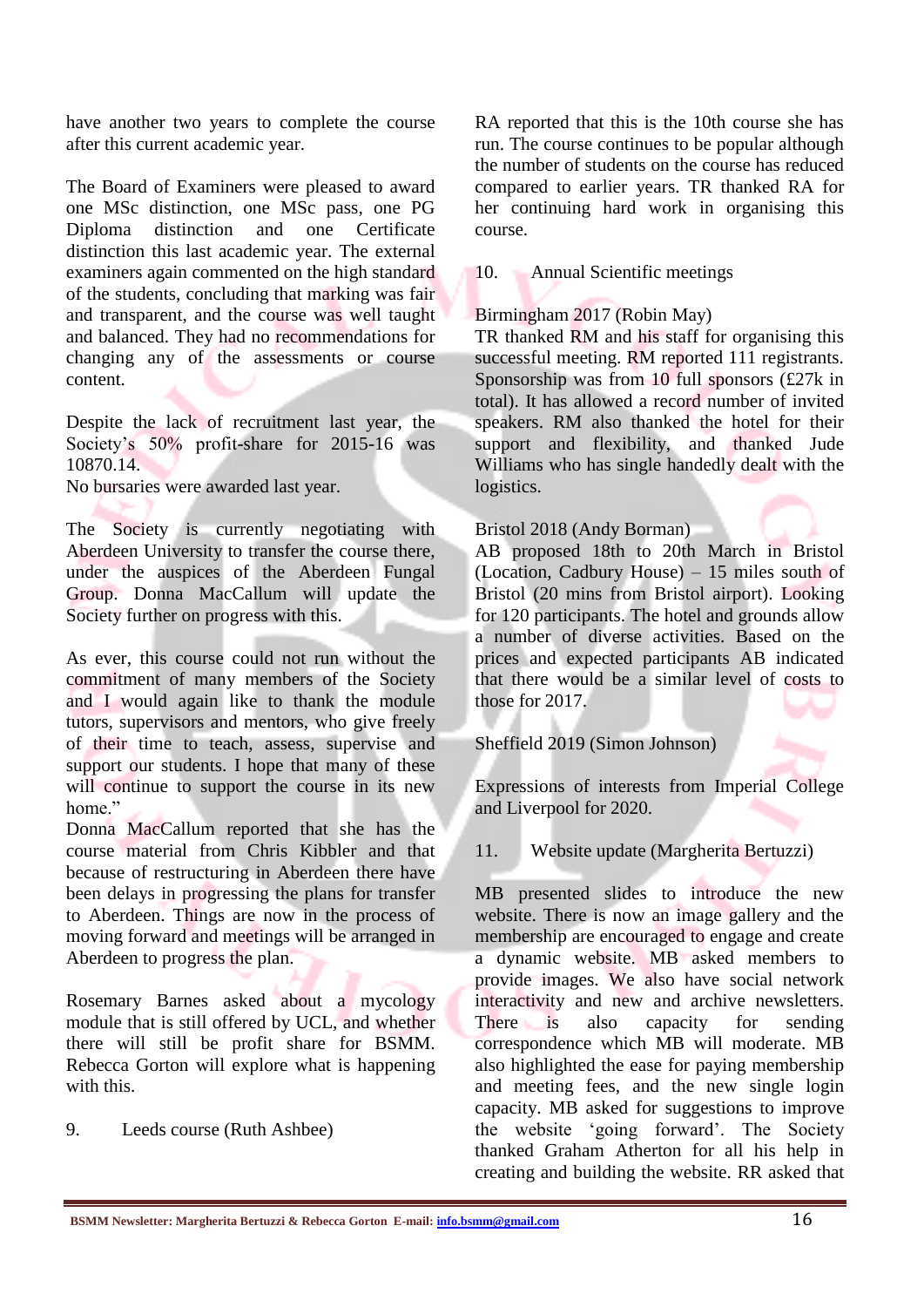have another two years to complete the course after this current academic year.

The Board of Examiners were pleased to award one MSc distinction, one MSc pass, one PG Diploma distinction and one Certificate distinction this last academic year. The external examiners again commented on the high standard of the students, concluding that marking was fair and transparent, and the course was well taught and balanced. They had no recommendations for changing any of the assessments or course content.

Despite the lack of recruitment last year, the Society's 50% profit-share for 2015-16 was 10870.14.
No bursaries were awarded last year.

The Society is currently negotiating with Aberdeen University to transfer the course there, under the auspices of the Aberdeen Fungal Group. Donna MacCallum will update the Society further on progress with this.

As ever, this course could not run without the commitment of many members of the Society and I would again like to thank the module tutors, supervisors and mentors, who give freely of their time to teach, assess, supervise and support our students. I hope that many of these will continue to support the course in its new home."
Donna MacCallum reported that she has the course material from Chris Kibbler and that because of restructuring in Aberdeen there have been delays in progressing the plans for transfer to Aberdeen. Things are now in the process of moving forward and meetings will be arranged in Aberdeen to progress the plan.

Rosemary Barnes asked about a mycology module that is still offered by UCL, and whether there will still be profit share for BSMM. Rebecca Gorton will explore what is happening with this.

9. Leeds course (Ruth Ashbee)

RA reported that this is the 10th course she has run. The course continues to be popular although the number of students on the course has reduced compared to earlier years. TR thanked RA for her continuing hard work in organising this course.

10. Annual Scientific meetings

Birmingham 2017 (Robin May)
TR thanked RM and his staff for organising this successful meeting. RM reported 111 registrants. Sponsorship was from 10 full sponsors (£27k in total). It has allowed a record number of invited speakers. RM also thanked the hotel for their support and flexibility, and thanked Jude Williams who has single handedly dealt with the logistics.

Bristol 2018 (Andy Borman)
AB proposed 18th to 20th March in Bristol (Location, Cadbury House) – 15 miles south of Bristol (20 mins from Bristol airport). Looking for 120 participants. The hotel and grounds allow a number of diverse activities. Based on the prices and expected participants AB indicated that there would be a similar level of costs to those for 2017.

Sheffield 2019 (Simon Johnson)

Expressions of interests from Imperial College and Liverpool for 2020.

11. Website update (Margherita Bertuzzi)

MB presented slides to introduce the new website. There is now an image gallery and the membership are encouraged to engage and create a dynamic website. MB asked members to provide images. We also have social network interactivity and new and archive newsletters. There is also capacity for sending correspondence which MB will moderate. MB also highlighted the ease for paying membership and meeting fees, and the new single login capacity. MB asked for suggestions to improve the website 'going forward'. The Society thanked Graham Atherton for all his help in creating and building the website. RR asked that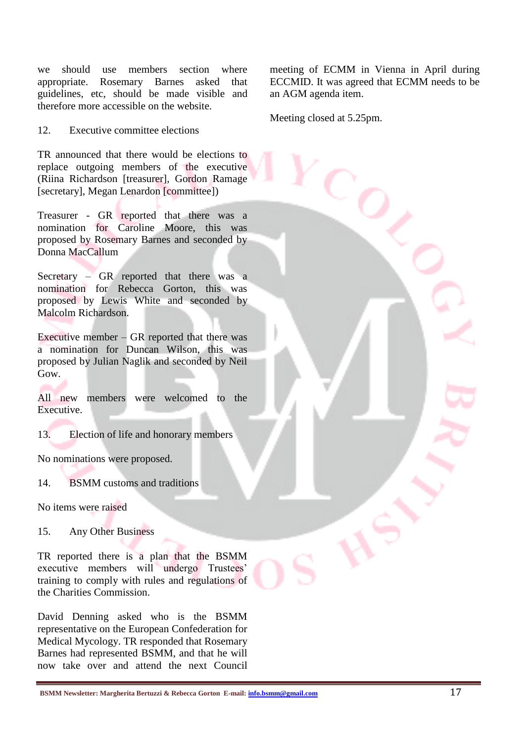we should use members section where appropriate. Rosemary Barnes asked that guidelines, etc, should be made visible and therefore more accessible on the website.

12. Executive committee elections

TR announced that there would be elections to replace outgoing members of the executive (Riina Richardson [treasurer], Gordon Ramage [secretary], Megan Lenardon [committee])

Treasurer - GR reported that there was a nomination for Caroline Moore, this was proposed by Rosemary Barnes and seconded by Donna MacCallum

Secretary – GR reported that there was a nomination for Rebecca Gorton, this was proposed by Lewis White and seconded by Malcolm Richardson.

Executive member – GR reported that there was a nomination for Duncan Wilson, this was proposed by Julian Naglik and seconded by Neil Gow.

All new members were welcomed to the Executive.

13. Election of life and honorary members

No nominations were proposed.

14. BSMM customs and traditions

No items were raised

15. Any Other Business

TR reported there is a plan that the BSMM executive members will undergo Trustees' training to comply with rules and regulations of the Charities Commission.

David Denning asked who is the BSMM representative on the European Confederation for Medical Mycology. TR responded that Rosemary Barnes had represented BSMM, and that he will now take over and attend the next Council meeting of ECMM in Vienna in April during ECCMID. It was agreed that ECMM needs to be an AGM agenda item.

Meeting closed at 5.25pm.